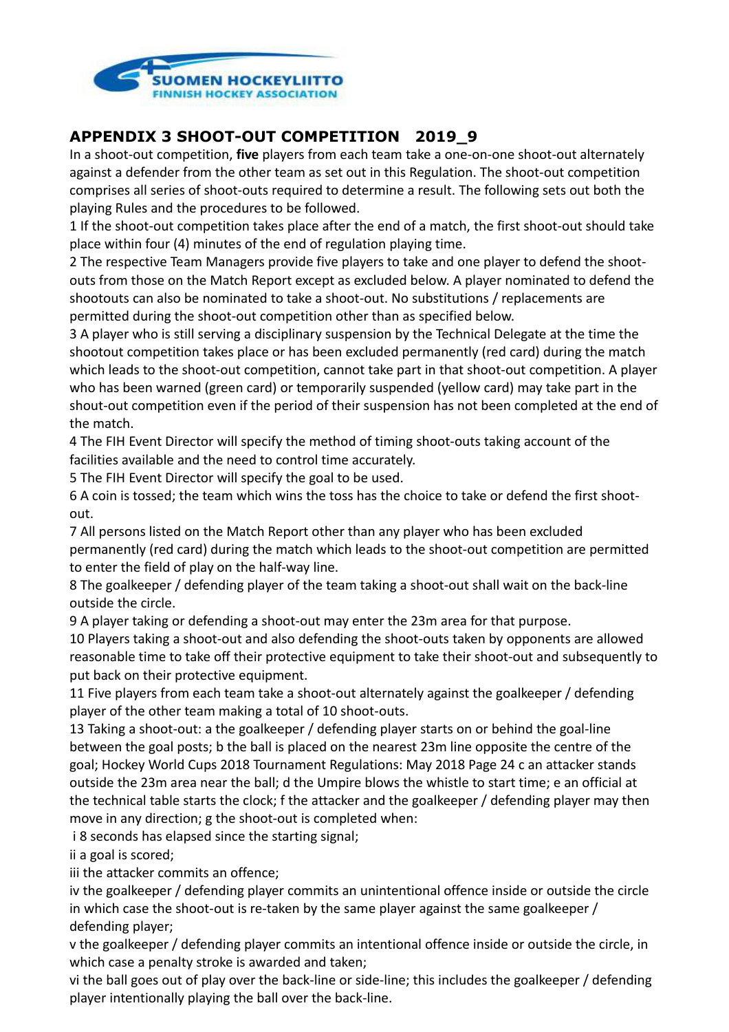## APPENDIX 3 SHOOT-OUT COMPETITION 2019_9

In a shoot-out competition, **five** players from each team take a one-on-one shoot-out alternately against a defender from the other team as set out in this Regulation. The shoot-out competition comprises all series of shoot-outs required to determine a result. The following sets out both the playing Rules and the procedures to be followed.

1 If the shoot-out competition takes place after the end of a match, the first shoot-out should take place within four (4) minutes of the end of regulation playing time.

2 The respective Team Managers provide five players to take and one player to defend the shoot-outs from those on the Match Report except as excluded below. A player nominated to defend the shootouts can also be nominated to take a shoot-out. No substitutions / replacements are permitted during the shoot-out competition other than as specified below.

3 A player who is still serving a disciplinary suspension by the Technical Delegate at the time the shootout competition takes place or has been excluded permanently (red card) during the match which leads to the shoot-out competition, cannot take part in that shoot-out competition. A player who has been warned (green card) or temporarily suspended (yellow card) may take part in the shout-out competition even if the period of their suspension has not been completed at the end of the match.

4 The FIH Event Director will specify the method of timing shoot-outs taking account of the facilities available and the need to control time accurately.

5 The FIH Event Director will specify the goal to be used.

6 A coin is tossed; the team which wins the toss has the choice to take or defend the first shoot-out.

7 All persons listed on the Match Report other than any player who has been excluded permanently (red card) during the match which leads to the shoot-out competition are permitted to enter the field of play on the half-way line.

8 The goalkeeper / defending player of the team taking a shoot-out shall wait on the back-line outside the circle.

9 A player taking or defending a shoot-out may enter the 23m area for that purpose.

10 Players taking a shoot-out and also defending the shoot-outs taken by opponents are allowed reasonable time to take off their protective equipment to take their shoot-out and subsequently to put back on their protective equipment.

11 Five players from each team take a shoot-out alternately against the goalkeeper / defending player of the other team making a total of 10 shoot-outs.

13 Taking a shoot-out: a the goalkeeper / defending player starts on or behind the goal-line between the goal posts; b the ball is placed on the nearest 23m line opposite the centre of the goal; Hockey World Cups 2018 Tournament Regulations: May 2018 Page 24 c an attacker stands outside the 23m area near the ball; d the Umpire blows the whistle to start time; e an official at the technical table starts the clock; f the attacker and the goalkeeper / defending player may then move in any direction; g the shoot-out is completed when:

i 8 seconds has elapsed since the starting signal;

ii a goal is scored;

iii the attacker commits an offence;

iv the goalkeeper / defending player commits an unintentional offence inside or outside the circle in which case the shoot-out is re-taken by the same player against the same goalkeeper / defending player;

v the goalkeeper / defending player commits an intentional offence inside or outside the circle, in which case a penalty stroke is awarded and taken;

vi the ball goes out of play over the back-line or side-line; this includes the goalkeeper / defending player intentionally playing the ball over the back-line.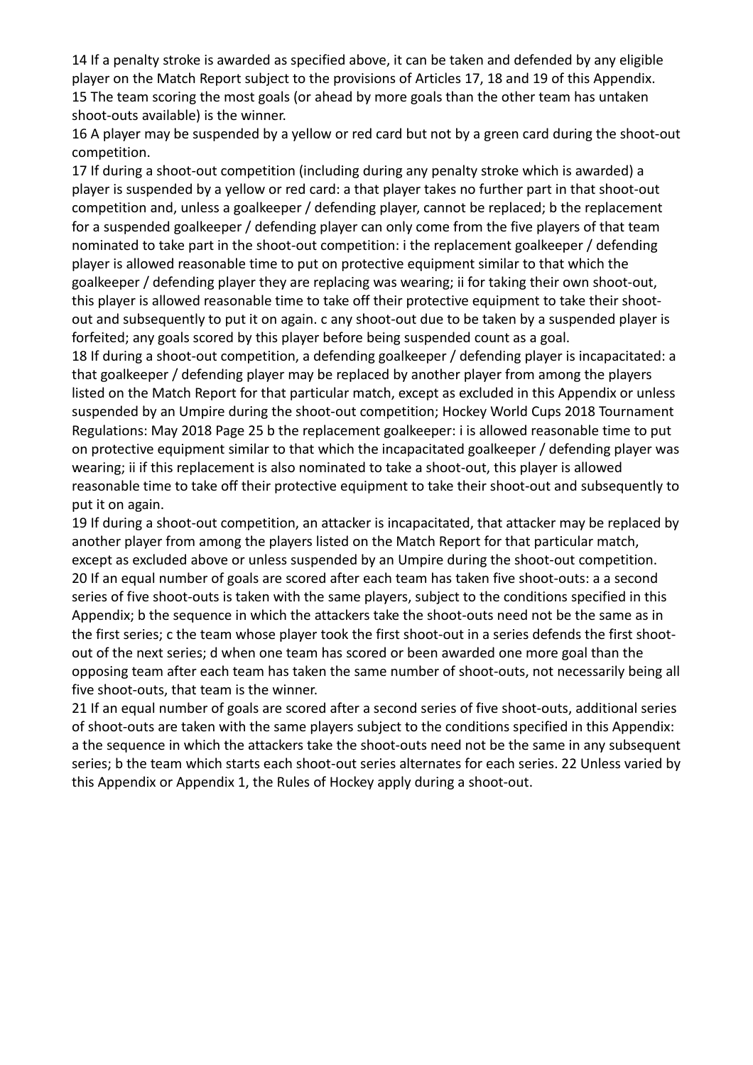14 If a penalty stroke is awarded as specified above, it can be taken and defended by any eligible player on the Match Report subject to the provisions of Articles 17, 18 and 19 of this Appendix.
15 The team scoring the most goals (or ahead by more goals than the other team has untaken shoot-outs available) is the winner.
16 A player may be suspended by a yellow or red card but not by a green card during the shoot-out competition.
17 If during a shoot-out competition (including during any penalty stroke which is awarded) a player is suspended by a yellow or red card: a that player takes no further part in that shoot-out competition and, unless a goalkeeper / defending player, cannot be replaced; b the replacement for a suspended goalkeeper / defending player can only come from the five players of that team nominated to take part in the shoot-out competition: i the replacement goalkeeper / defending player is allowed reasonable time to put on protective equipment similar to that which the goalkeeper / defending player they are replacing was wearing; ii for taking their own shoot-out, this player is allowed reasonable time to take off their protective equipment to take their shoot-out and subsequently to put it on again. c any shoot-out due to be taken by a suspended player is forfeited; any goals scored by this player before being suspended count as a goal.
18 If during a shoot-out competition, a defending goalkeeper / defending player is incapacitated: a that goalkeeper / defending player may be replaced by another player from among the players listed on the Match Report for that particular match, except as excluded in this Appendix or unless suspended by an Umpire during the shoot-out competition; Hockey World Cups 2018 Tournament Regulations: May 2018 Page 25 b the replacement goalkeeper: i is allowed reasonable time to put on protective equipment similar to that which the incapacitated goalkeeper / defending player was wearing; ii if this replacement is also nominated to take a shoot-out, this player is allowed reasonable time to take off their protective equipment to take their shoot-out and subsequently to put it on again.
19 If during a shoot-out competition, an attacker is incapacitated, that attacker may be replaced by another player from among the players listed on the Match Report for that particular match, except as excluded above or unless suspended by an Umpire during the shoot-out competition.
20 If an equal number of goals are scored after each team has taken five shoot-outs: a a second series of five shoot-outs is taken with the same players, subject to the conditions specified in this Appendix; b the sequence in which the attackers take the shoot-outs need not be the same as in the first series; c the team whose player took the first shoot-out in a series defends the first shoot-out of the next series; d when one team has scored or been awarded one more goal than the opposing team after each team has taken the same number of shoot-outs, not necessarily being all five shoot-outs, that team is the winner.
21 If an equal number of goals are scored after a second series of five shoot-outs, additional series of shoot-outs are taken with the same players subject to the conditions specified in this Appendix: a the sequence in which the attackers take the shoot-outs need not be the same in any subsequent series; b the team which starts each shoot-out series alternates for each series. 22 Unless varied by this Appendix or Appendix 1, the Rules of Hockey apply during a shoot-out.